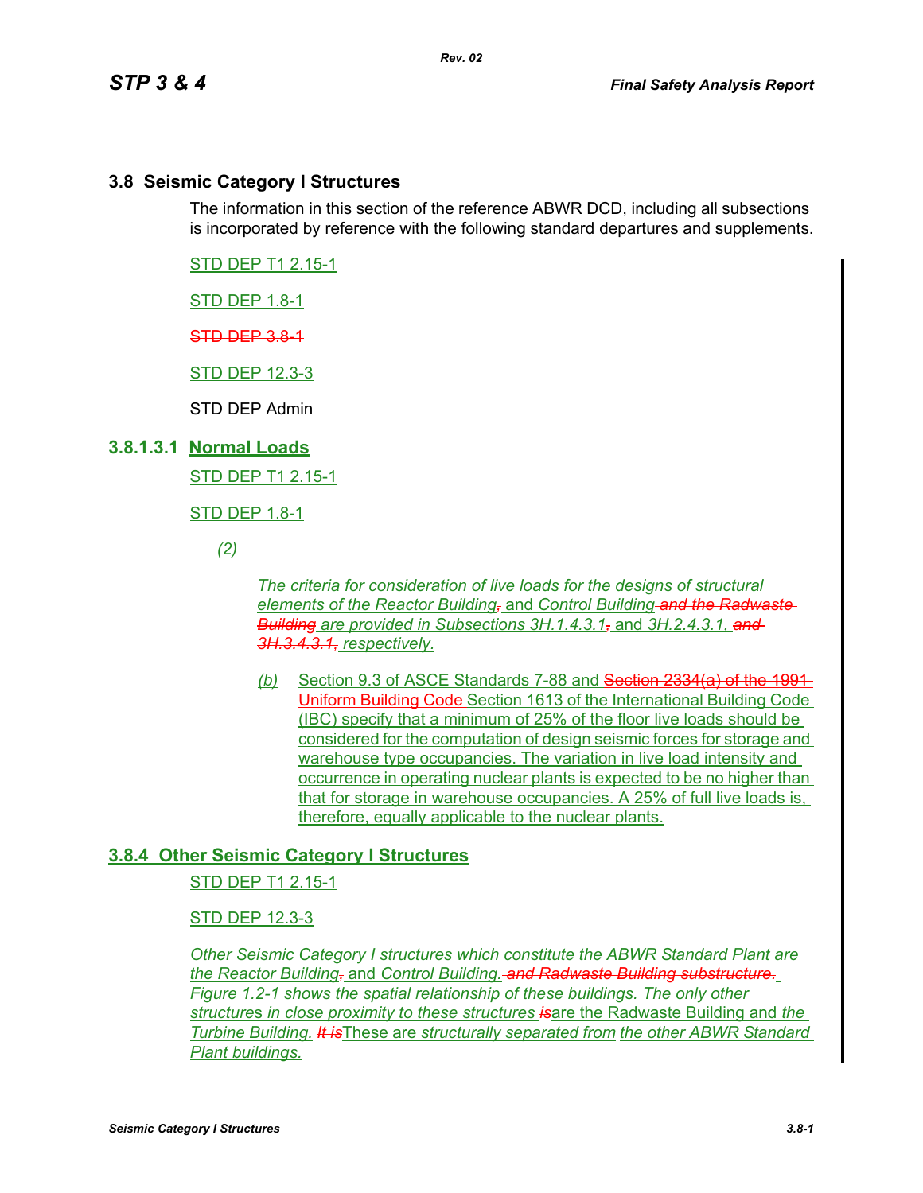## 3.8 Seismic Category I Structures

The information in this section of the reference ABWR DCD, including all subsections is incorporated by reference with the following standard departures and supplements.

STD DEP T1 2.15-1

STD DEP 1.8-1

~~STD DEP 3.8-1~~

STD DEP 12.3-3

STD DEP Admin

### 3.8.1.3.1 Normal Loads

STD DEP T1 2.15-1

STD DEP 1.8-1

*(2)*

*The criteria for consideration of live loads for the designs of structural elements of the Reactor Building~~,~~ and Control Building ~~and the Radwaste Building~~ are provided in Subsections 3H.1.4.3.1~~,~~ and 3H.2.4.3.1, ~~and 3H.3.4.3.1,~~ respectively.*

*(b)* Section 9.3 of ASCE Standards 7-88 and ~~Section 2334(a) of the 1991 Uniform Building Code~~ Section 1613 of the International Building Code (IBC) specify that a minimum of 25% of the floor live loads should be considered for the computation of design seismic forces for storage and warehouse type occupancies. The variation in live load intensity and occurrence in operating nuclear plants is expected to be no higher than that for storage in warehouse occupancies. A 25% of full live loads is, therefore, equally applicable to the nuclear plants.

## 3.8.4 Other Seismic Category I Structures

STD DEP T1 2.15-1

STD DEP 12.3-3

*Other Seismic Category I structures which constitute the ABWR Standard Plant are the Reactor Building~~,~~ and Control Building. ~~and Radwaste Building substructure.~~ Figure 1.2-1 shows the spatial relationship of these buildings. The only other structures in close proximity to these structures ~~is~~*are the Radwaste Building and *the Turbine Building. ~~It is~~*These are *structurally separated from the other ABWR Standard Plant buildings.*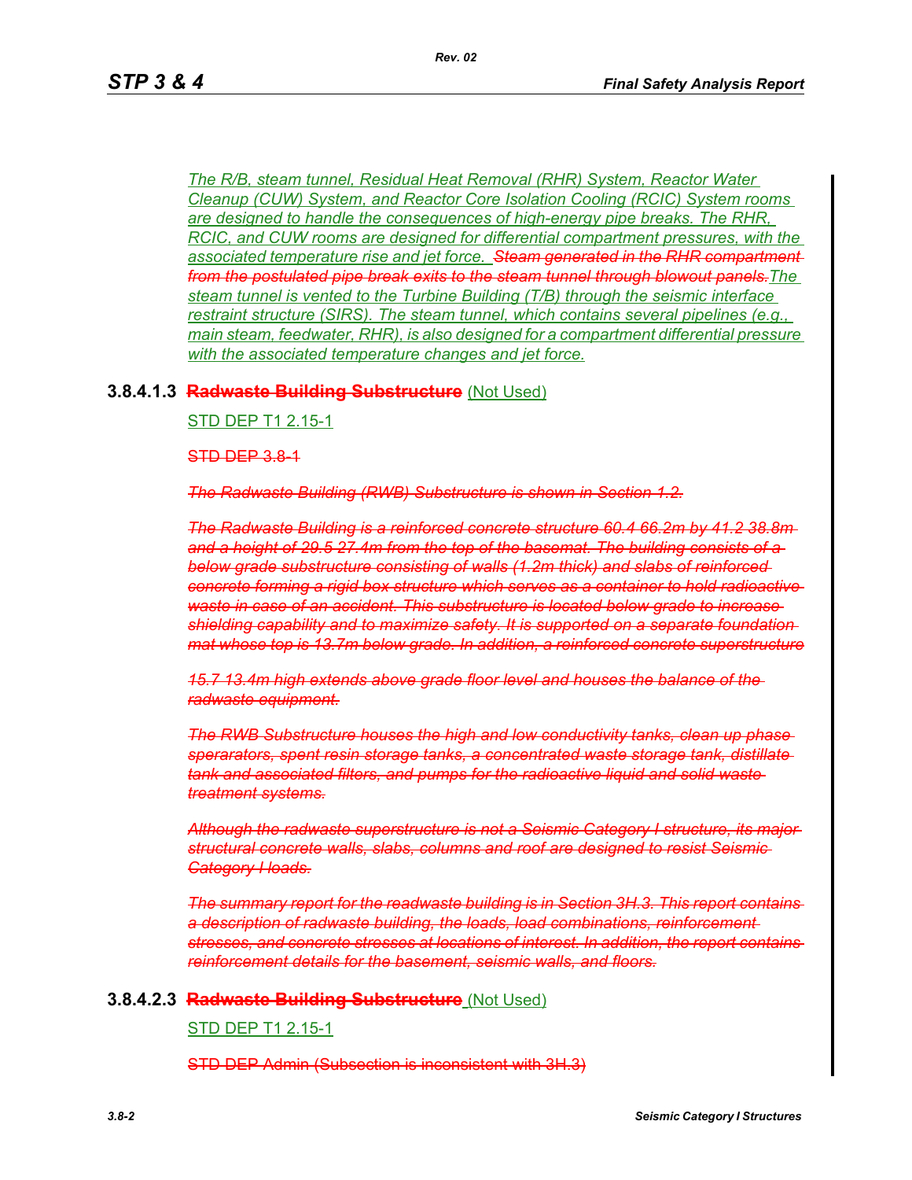*The R/B, steam tunnel, Residual Heat Removal (RHR) System, Reactor Water Cleanup (CUW) System, and Reactor Core Isolation Cooling (RCIC) System rooms are designed to handle the consequences of high-energy pipe breaks. The RHR, RCIC, and CUW rooms are designed for differential compartment pressures, with the associated temperature rise and jet force. ~~Steam generated in the RHR compartment from the postulated pipe break exits to the steam tunnel through blowout panels.~~The steam tunnel is vented to the Turbine Building (T/B) through the seismic interface restraint structure (SIRS). The steam tunnel, which contains several pipelines (e.g., main steam, feedwater, RHR), is also designed for a compartment differential pressure with the associated temperature changes and jet force.*

### 3.8.4.1.3 ~~Radwaste Building Substructure~~ (Not Used)

STD DEP T1 2.15-1

~~STD DEP 3.8-1~~

*~~The Radwaste Building (RWB) Substructure is shown in Section 1.2.~~*

*~~The Radwaste Building is a reinforced concrete structure 60.4 66.2m by 41.2 38.8m and a height of 29.5 27.4m from the top of the basemat. The building consists of a below grade substructure consisting of walls (1.2m thick) and slabs of reinforced concrete forming a rigid box structure which serves as a container to hold radioactive waste in case of an accident. This substructure is located below grade to increase shielding capability and to maximize safety. It is supported on a separate foundation mat whose top is 13.7m below grade. In addition, a reinforced concrete superstructure~~*

*~~15.7 13.4m high extends above grade floor level and houses the balance of the radwaste equipment.~~*

*~~The RWB Substructure houses the high and low conductivity tanks, clean up phase sperarators, spent resin storage tanks, a concentrated waste storage tank, distillate tank and associated filters, and pumps for the radioactive liquid and solid waste treatment systems.~~*

*~~Although the radwaste superstructure is not a Seismic Category I structure, its major structural concrete walls, slabs, columns and roof are designed to resist Seismic Category I loads.~~*

*~~The summary report for the readwaste building is in Section 3H.3. This report contains a description of radwaste building, the loads, load combinations, reinforcement stresses, and concrete stresses at locations of interest. In addition, the report contains reinforcement details for the basement, seismic walls, and floors.~~*

### 3.8.4.2.3 ~~Radwaste Building Substructure~~ (Not Used)

STD DEP T1 2.15-1

~~STD DEP Admin (Subsection is inconsistent with 3H.3)~~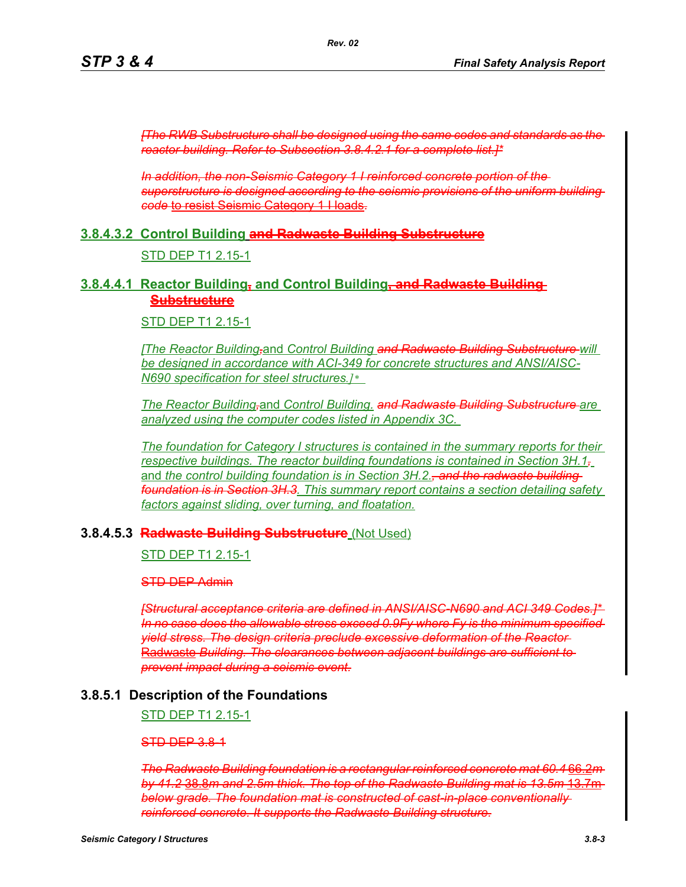*[The RWB Substructure shall be designed using the same codes and standards as the reactor building. Refer to Subsection 3.8.4.2.1 for a complete list.]\**

*In addition, the non-Seismic Category 1 I reinforced concrete portion of the superstructure is designed according to the seismic provisions of the uniform building code* to resist Seismic Category 1 I loads.

### 3.8.4.3.2 Control Building and Radwaste Building Substructure

STD DEP T1 2.15-1

### 3.8.4.4.1 Reactor Building, and Control Building, and Radwaste Building Substructure

STD DEP T1 2.15-1

*[The Reactor Building,*and *Control Building and Radwaste Building Substructure will be designed in accordance with ACI-349 for concrete structures and ANSI/AISC-N690 specification for steel structures.]\**

*The Reactor Building,*and *Control Building. and Radwaste Building Substructure are analyzed using the computer codes listed in Appendix 3C.*

*The foundation for Category I structures is contained in the summary reports for their respective buildings. The reactor building foundations is contained in Section 3H.1,* and *the control building foundation is in Section 3H.2., and the radwaste building foundation is in Section 3H.3. This summary report contains a section detailing safety factors against sliding, over turning, and floatation.*

### 3.8.4.5.3 Radwaste Building Substructure (Not Used)

STD DEP T1 2.15-1

STD DEP Admin

*[Structural acceptance criteria are defined in ANSI/AISC-N690 and ACI 349 Codes.]\* In no case does the allowable stress exceed 0.9Fy where Fy is the minimum specified yield stress. The design criteria preclude excessive deformation of the Reactor* Radwaste *Building. The clearances between adjacent buildings are sufficient to prevent impact during a seismic event.*

### 3.8.5.1 Description of the Foundations

STD DEP T1 2.15-1

STD DEP 3.8-1

*The Radwaste Building foundation is a rectangular reinforced concrete mat 60.4 66.2m by 41.2 38.8m and 2.5m thick. The top of the Radwaste Building mat is 13.5m 13.7m below grade. The foundation mat is constructed of cast-in-place conventionally reinforced concrete. It supports the Radwaste Building structure.*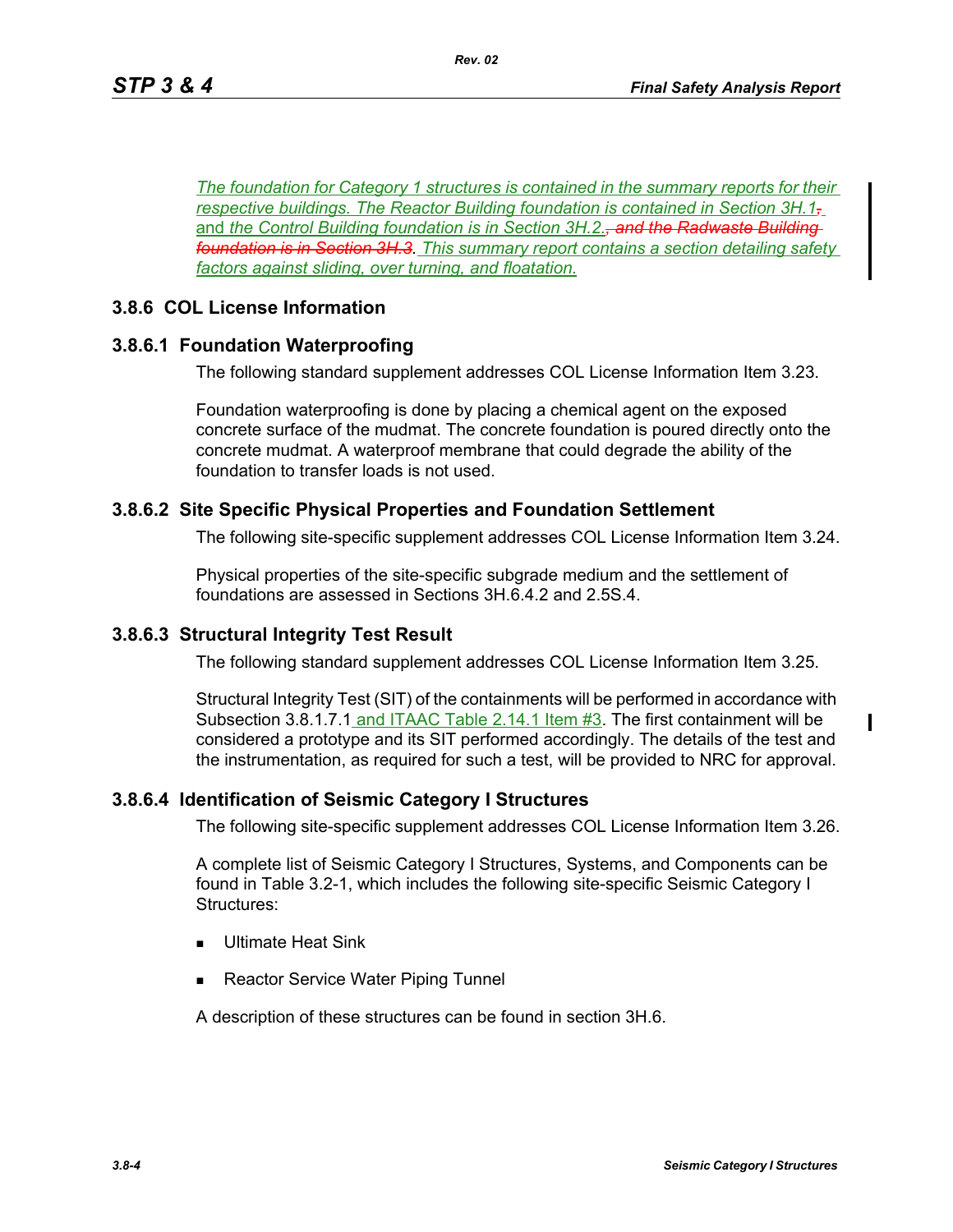*The foundation for Category 1 structures is contained in the summary reports for their respective buildings. The Reactor Building foundation is contained in Section 3H.1,* and *the Control Building foundation is in Section 3H.2., and the Radwaste Building foundation is in Section 3H.3. This summary report contains a section detailing safety factors against sliding, over turning, and floatation.*

## 3.8.6 COL License Information

### 3.8.6.1 Foundation Waterproofing

The following standard supplement addresses COL License Information Item 3.23.

Foundation waterproofing is done by placing a chemical agent on the exposed concrete surface of the mudmat. The concrete foundation is poured directly onto the concrete mudmat. A waterproof membrane that could degrade the ability of the foundation to transfer loads is not used.

### 3.8.6.2 Site Specific Physical Properties and Foundation Settlement

The following site-specific supplement addresses COL License Information Item 3.24.

Physical properties of the site-specific subgrade medium and the settlement of foundations are assessed in Sections 3H.6.4.2 and 2.5S.4.

### 3.8.6.3 Structural Integrity Test Result

The following standard supplement addresses COL License Information Item 3.25.

Structural Integrity Test (SIT) of the containments will be performed in accordance with Subsection 3.8.1.7.1 and ITAAC Table 2.14.1 Item #3. The first containment will be considered a prototype and its SIT performed accordingly. The details of the test and the instrumentation, as required for such a test, will be provided to NRC for approval.

### 3.8.6.4 Identification of Seismic Category I Structures

The following site-specific supplement addresses COL License Information Item 3.26.

A complete list of Seismic Category I Structures, Systems, and Components can be found in Table 3.2-1, which includes the following site-specific Seismic Category I Structures:

- Ultimate Heat Sink
- Reactor Service Water Piping Tunnel

A description of these structures can be found in section 3H.6.